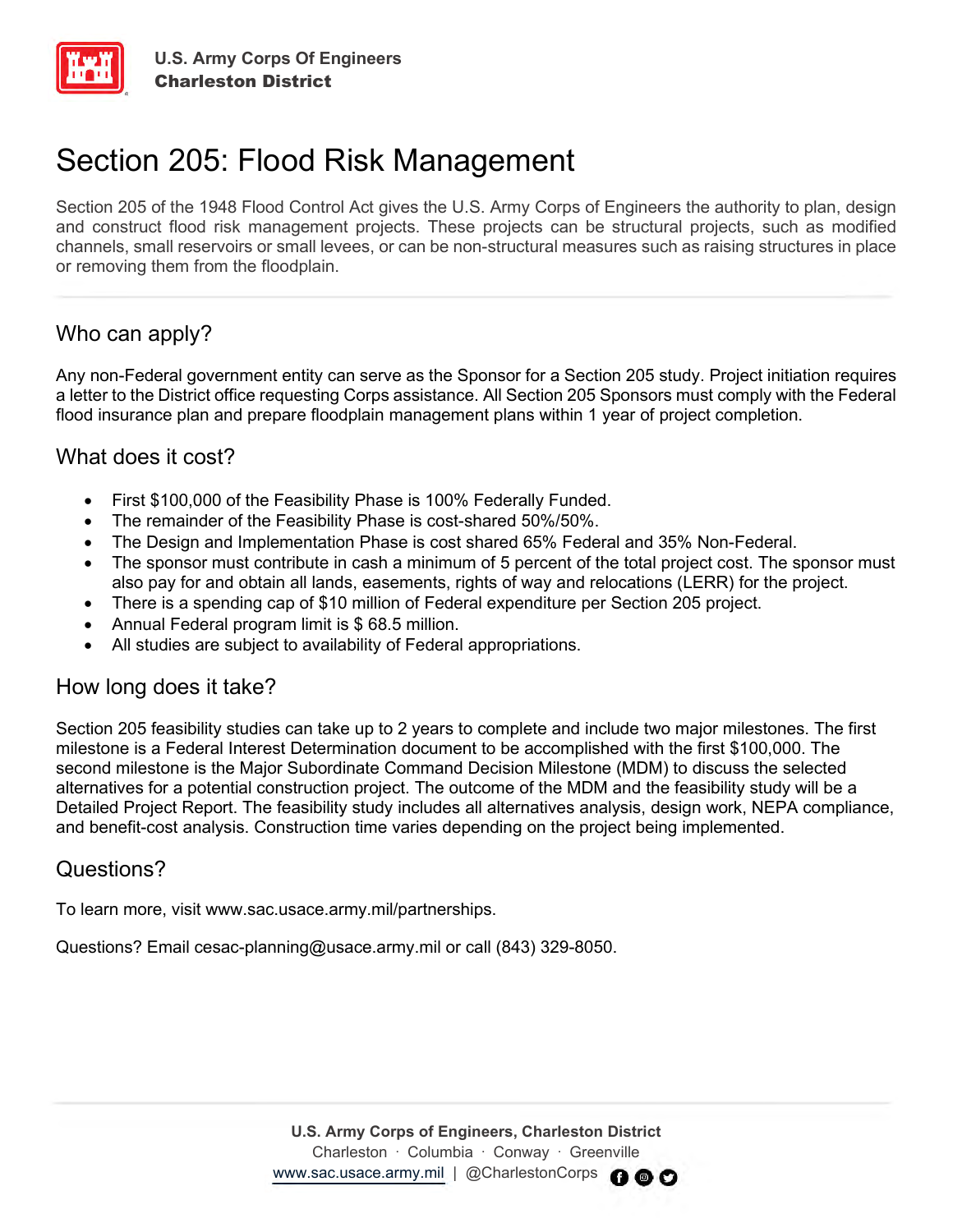U.S. Army Corps Of Engineers
**Charleston District**

# Section 205: Flood Risk Management

Section 205 of the 1948 Flood Control Act gives the U.S. Army Corps of Engineers the authority to plan, design and construct flood risk management projects. These projects can be structural projects, such as modified channels, small reservoirs or small levees, or can be non-structural measures such as raising structures in place or removing them from the floodplain.

## Who can apply?

Any non-Federal government entity can serve as the Sponsor for a Section 205 study. Project initiation requires a letter to the District office requesting Corps assistance. All Section 205 Sponsors must comply with the Federal flood insurance plan and prepare floodplain management plans within 1 year of project completion.

## What does it cost?

- First $100,000 of the Feasibility Phase is 100% Federally Funded.
- The remainder of the Feasibility Phase is cost-shared 50%/50%.
- The Design and Implementation Phase is cost shared 65% Federal and 35% Non-Federal.
- The sponsor must contribute in cash a minimum of 5 percent of the total project cost. The sponsor must also pay for and obtain all lands, easements, rights of way and relocations (LERR) for the project.
- There is a spending cap of $10 million of Federal expenditure per Section 205 project.
- Annual Federal program limit is $ 68.5 million.
- All studies are subject to availability of Federal appropriations.

## How long does it take?

Section 205 feasibility studies can take up to 2 years to complete and include two major milestones. The first milestone is a Federal Interest Determination document to be accomplished with the first $100,000. The second milestone is the Major Subordinate Command Decision Milestone (MDM) to discuss the selected alternatives for a potential construction project. The outcome of the MDM and the feasibility study will be a Detailed Project Report. The feasibility study includes all alternatives analysis, design work, NEPA compliance, and benefit-cost analysis. Construction time varies depending on the project being implemented.

## Questions?

To learn more, visit www.sac.usace.army.mil/partnerships.

Questions? Email cesac-planning@usace.army.mil or call (843) 329-8050.

**U.S. Army Corps of Engineers, Charleston District**
Charleston · Columbia · Conway · Greenville
www.sac.usace.army.mil | @CharlestonCorps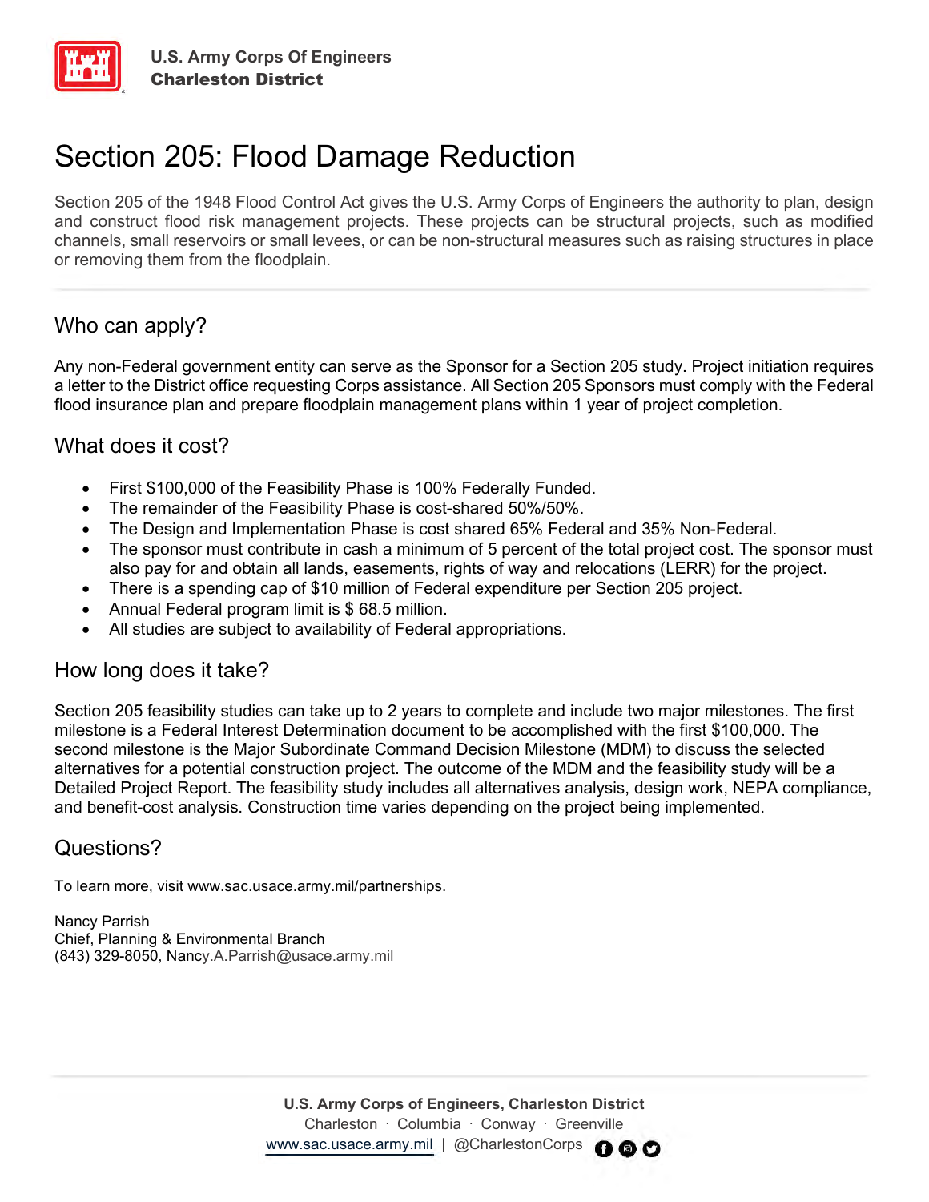U.S. Army Corps Of Engineers
**Charleston District**

# Section 205: Flood Damage Reduction

Section 205 of the 1948 Flood Control Act gives the U.S. Army Corps of Engineers the authority to plan, design and construct flood risk management projects. These projects can be structural projects, such as modified channels, small reservoirs or small levees, or can be non-structural measures such as raising structures in place or removing them from the floodplain.

## Who can apply?

Any non-Federal government entity can serve as the Sponsor for a Section 205 study. Project initiation requires a letter to the District office requesting Corps assistance. All Section 205 Sponsors must comply with the Federal flood insurance plan and prepare floodplain management plans within 1 year of project completion.

## What does it cost?

- First $100,000 of the Feasibility Phase is 100% Federally Funded.
- The remainder of the Feasibility Phase is cost-shared 50%/50%.
- The Design and Implementation Phase is cost shared 65% Federal and 35% Non-Federal.
- The sponsor must contribute in cash a minimum of 5 percent of the total project cost. The sponsor must also pay for and obtain all lands, easements, rights of way and relocations (LERR) for the project.
- There is a spending cap of $10 million of Federal expenditure per Section 205 project.
- Annual Federal program limit is $ 68.5 million.
- All studies are subject to availability of Federal appropriations.

## How long does it take?

Section 205 feasibility studies can take up to 2 years to complete and include two major milestones. The first milestone is a Federal Interest Determination document to be accomplished with the first $100,000. The second milestone is the Major Subordinate Command Decision Milestone (MDM) to discuss the selected alternatives for a potential construction project. The outcome of the MDM and the feasibility study will be a Detailed Project Report. The feasibility study includes all alternatives analysis, design work, NEPA compliance, and benefit-cost analysis. Construction time varies depending on the project being implemented.

## Questions?

To learn more, visit www.sac.usace.army.mil/partnerships.

Nancy Parrish
Chief, Planning & Environmental Branch
(843) 329-8050, Nancy.A.Parrish@usace.army.mil

**U.S. Army Corps of Engineers, Charleston District**
Charleston · Columbia · Conway · Greenville
www.sac.usace.army.mil | @CharlestonCorps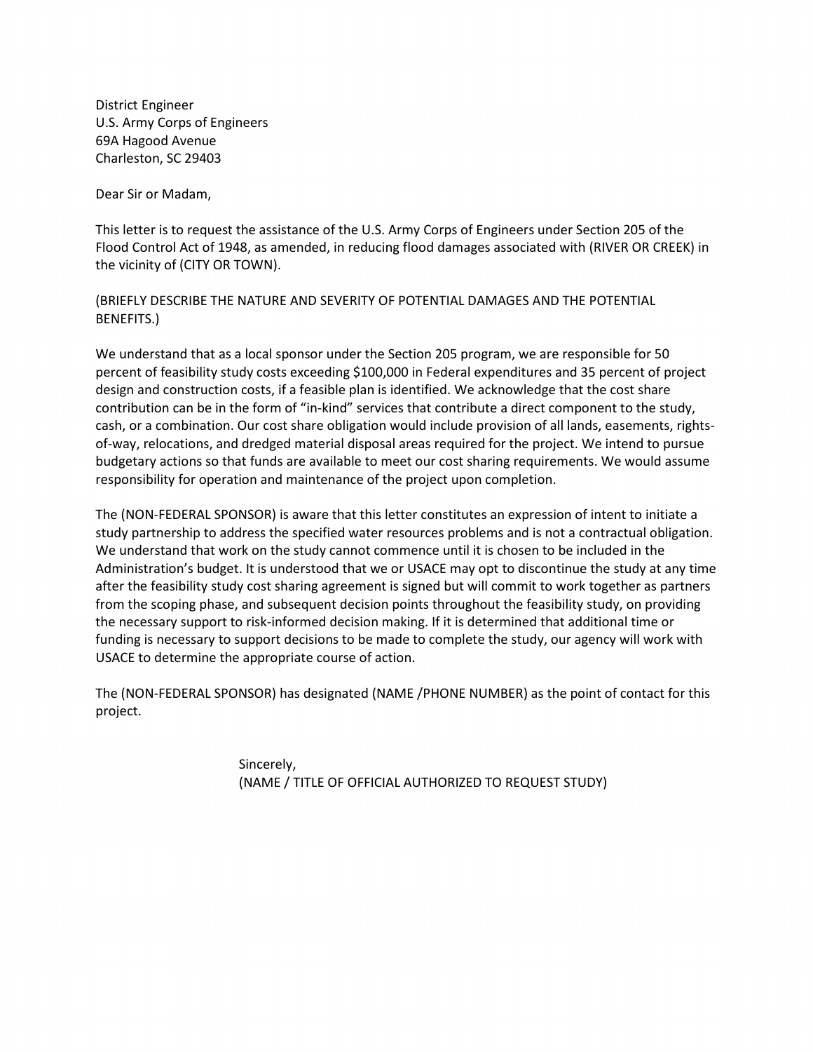District Engineer
U.S. Army Corps of Engineers
69A Hagood Avenue
Charleston, SC 29403

Dear Sir or Madam,

This letter is to request the assistance of the U.S. Army Corps of Engineers under Section 205 of the Flood Control Act of 1948, as amended, in reducing flood damages associated with (RIVER OR CREEK) in the vicinity of (CITY OR TOWN).

(BRIEFLY DESCRIBE THE NATURE AND SEVERITY OF POTENTIAL DAMAGES AND THE POTENTIAL BENEFITS.)

We understand that as a local sponsor under the Section 205 program, we are responsible for 50 percent of feasibility study costs exceeding $100,000 in Federal expenditures and 35 percent of project design and construction costs, if a feasible plan is identified. We acknowledge that the cost share contribution can be in the form of "in-kind" services that contribute a direct component to the study, cash, or a combination. Our cost share obligation would include provision of all lands, easements, rights-of-way, relocations, and dredged material disposal areas required for the project. We intend to pursue budgetary actions so that funds are available to meet our cost sharing requirements. We would assume responsibility for operation and maintenance of the project upon completion.

The (NON-FEDERAL SPONSOR) is aware that this letter constitutes an expression of intent to initiate a study partnership to address the specified water resources problems and is not a contractual obligation. We understand that work on the study cannot commence until it is chosen to be included in the Administration's budget. It is understood that we or USACE may opt to discontinue the study at any time after the feasibility study cost sharing agreement is signed but will commit to work together as partners from the scoping phase, and subsequent decision points throughout the feasibility study, on providing the necessary support to risk-informed decision making. If it is determined that additional time or funding is necessary to support decisions to be made to complete the study, our agency will work with USACE to determine the appropriate course of action.

The (NON-FEDERAL SPONSOR) has designated (NAME /PHONE NUMBER) as the point of contact for this project.

Sincerely,
(NAME / TITLE OF OFFICIAL AUTHORIZED TO REQUEST STUDY)